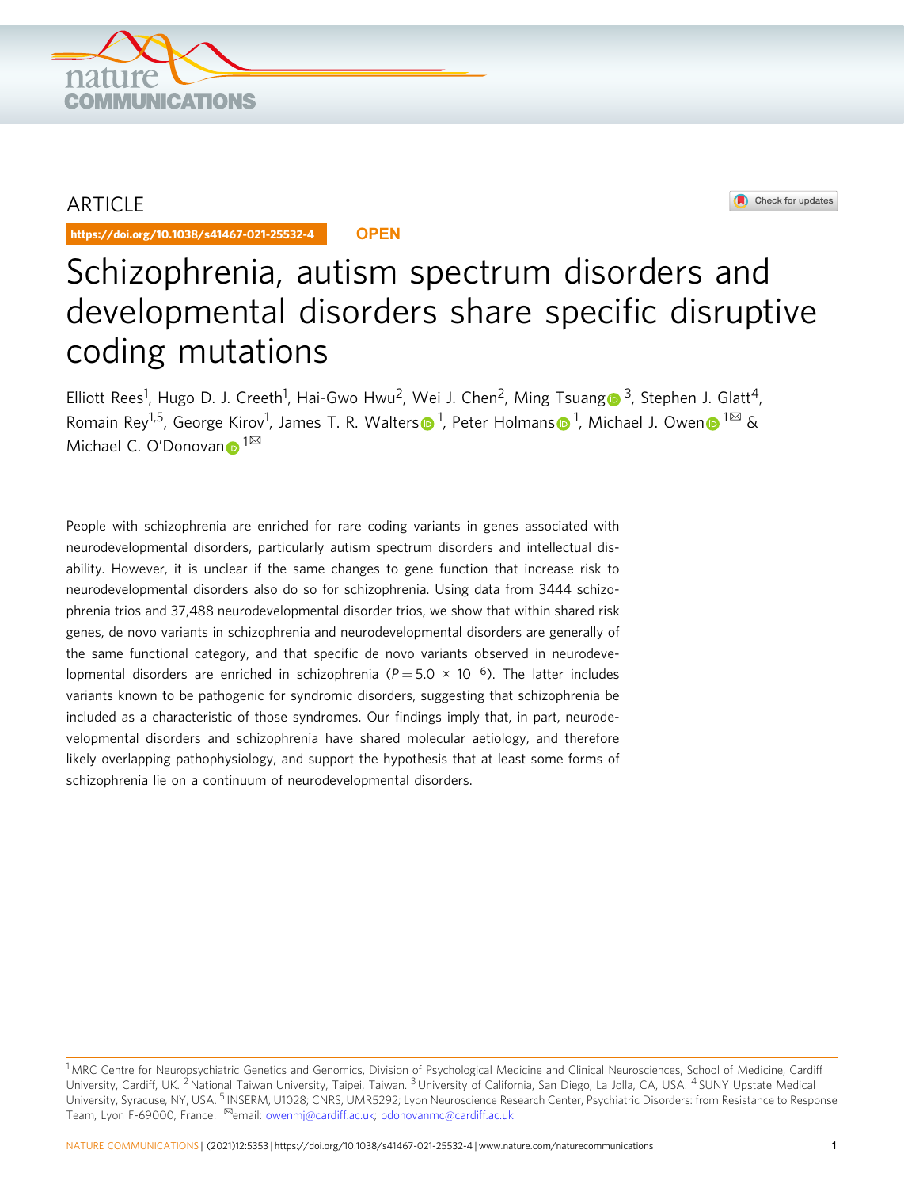ARTICLE

https://doi.org/10.1038/s41467-021-25532-4 **OPEN**

# Schizophrenia, autism spectrum disorders and developmental disorders share specific disruptive coding mutations

Elliott Rees[1], Hugo D. J. Creeth[1], Hai-Gwo Hwu[2], Wei J. Chen[2], Ming Tsuang[3], Stephen J. Glatt[4], Romain Rey[1,5], George Kirov[1], James T. R. Walters[1], Peter Holmans[1], Michael J. Owen[1✉] & Michael C. O'Donovan[1✉]

People with schizophrenia are enriched for rare coding variants in genes associated with neurodevelopmental disorders, particularly autism spectrum disorders and intellectual disability. However, it is unclear if the same changes to gene function that increase risk to neurodevelopmental disorders also do so for schizophrenia. Using data from 3444 schizophrenia trios and 37,488 neurodevelopmental disorder trios, we show that within shared risk genes, de novo variants in schizophrenia and neurodevelopmental disorders are generally of the same functional category, and that specific de novo variants observed in neurodevelopmental disorders are enriched in schizophrenia ($P = 5.0 \times 10^{-6}$). The latter includes variants known to be pathogenic for syndromic disorders, suggesting that schizophrenia be included as a characteristic of those syndromes. Our findings imply that, in part, neurodevelopmental disorders and schizophrenia have shared molecular aetiology, and therefore likely overlapping pathophysiology, and support the hypothesis that at least some forms of schizophrenia lie on a continuum of neurodevelopmental disorders.

[1] MRC Centre for Neuropsychiatric Genetics and Genomics, Division of Psychological Medicine and Clinical Neurosciences, School of Medicine, Cardiff University, Cardiff, UK. [2] National Taiwan University, Taipei, Taiwan. [3] University of California, San Diego, La Jolla, CA, USA. [4] SUNY Upstate Medical University, Syracuse, NY, USA. [5] INSERM, U1028; CNRS, UMR5292; Lyon Neuroscience Research Center, Psychiatric Disorders: from Resistance to Response Team, Lyon F-69000, France. ✉email: owenmj@cardiff.ac.uk; odonovanmc@cardiff.ac.uk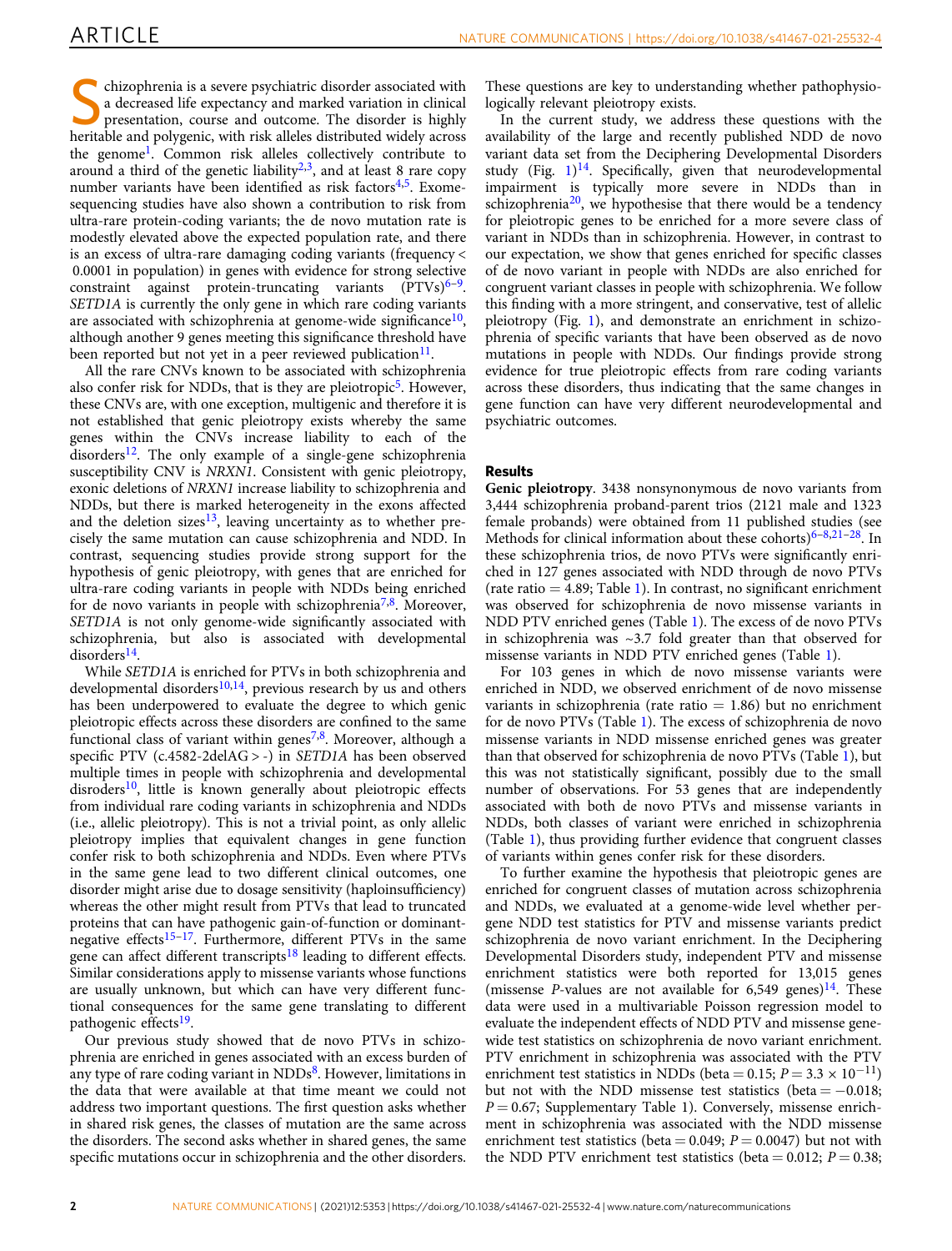Schizophrenia is a severe psychiatric disorder associated with a decreased life expectancy and marked variation in clinical presentation, course and outcome. The disorder is highly heritable and polygenic, with risk alleles distributed widely across the genome[1]. Common risk alleles collectively contribute to around a third of the genetic liability[2,3], and at least 8 rare copy number variants have been identified as risk factors[4,5]. Exome-sequencing studies have also shown a contribution to risk from ultra-rare protein-coding variants; the de novo mutation rate is modestly elevated above the expected population rate, and there is an excess of ultra-rare damaging coding variants (frequency < 0.0001 in population) in genes with evidence for strong selective constraint against protein-truncating variants (PTVs)[6–9]. *SETD1A* is currently the only gene in which rare coding variants are associated with schizophrenia at genome-wide significance[10], although another 9 genes meeting this significance threshold have been reported but not yet in a peer reviewed publication[11].

All the rare CNVs known to be associated with schizophrenia also confer risk for NDDs, that is they are pleiotropic[5]. However, these CNVs are, with one exception, multigenic and therefore it is not established that genic pleiotropy exists whereby the same genes within the CNVs increase liability to each of the disorders[12]. The only example of a single-gene schizophrenia susceptibility CNV is *NRXN1*. Consistent with genic pleiotropy, exonic deletions of *NRXN1* increase liability to schizophrenia and NDDs, but there is marked heterogeneity in the exons affected and the deletion sizes[13], leaving uncertainty as to whether precisely the same mutation can cause schizophrenia and NDD. In contrast, sequencing studies provide strong support for the hypothesis of genic pleiotropy, with genes that are enriched for ultra-rare coding variants in people with NDDs being enriched for de novo variants in people with schizophrenia[7,8]. Moreover, *SETD1A* is not only genome-wide significantly associated with schizophrenia, but also is associated with developmental disorders[14].

While *SETD1A* is enriched for PTVs in both schizophrenia and developmental disorders[10,14], previous research by us and others has been underpowered to evaluate the degree to which genic pleiotropic effects across these disorders are confined to the same functional class of variant within genes[7,8]. Moreover, although a specific PTV (c.4582-2delAG > -) in *SETD1A* has been observed multiple times in people with schizophrenia and developmental disroders[10], little is known generally about pleiotropic effects from individual rare coding variants in schizophrenia and NDDs (i.e., allelic pleiotropy). This is not a trivial point, as only allelic pleiotropy implies that equivalent changes in gene function confer risk to both schizophrenia and NDDs. Even where PTVs in the same gene lead to two different clinical outcomes, one disorder might arise due to dosage sensitivity (haploinsufficiency) whereas the other might result from PTVs that lead to truncated proteins that can have pathogenic gain-of-function or dominant-negative effects[15–17]. Furthermore, different PTVs in the same gene can affect different transcripts[18] leading to different effects. Similar considerations apply to missense variants whose functions are usually unknown, but which can have very different functional consequences for the same gene translating to different pathogenic effects[19].

Our previous study showed that de novo PTVs in schizophrenia are enriched in genes associated with an excess burden of any type of rare coding variant in NDDs[8]. However, limitations in the data that were available at that time meant we could not address two important questions. The first question asks whether in shared risk genes, the classes of mutation are the same across the disorders. The second asks whether in shared genes, the same specific mutations occur in schizophrenia and the other disorders. These questions are key to understanding whether pathophysiologically relevant pleiotropy exists.

In the current study, we address these questions with the availability of the large and recently published NDD de novo variant data set from the Deciphering Developmental Disorders study (Fig. 1)[14]. Specifically, given that neurodevelopmental impairment is typically more severe in NDDs than in schizophrenia[20], we hypothesise that there would be a tendency for pleiotropic genes to be enriched for a more severe class of variant in NDDs than in schizophrenia. However, in contrast to our expectation, we show that genes enriched for specific classes of de novo variant in people with NDDs are also enriched for congruent variant classes in people with schizophrenia. We follow this finding with a more stringent, and conservative, test of allelic pleiotropy (Fig. 1), and demonstrate an enrichment in schizophrenia of specific variants that have been observed as de novo mutations in people with NDDs. Our findings provide strong evidence for true pleiotropic effects from rare coding variants across these disorders, thus indicating that the same changes in gene function can have very different neurodevelopmental and psychiatric outcomes.

## Results

**Genic pleiotropy**. 3438 nonsynonymous de novo variants from 3,444 schizophrenia proband-parent trios (2121 male and 1323 female probands) were obtained from 11 published studies (see Methods for clinical information about these cohorts)[6–8,21–28]. In these schizophrenia trios, de novo PTVs were significantly enriched in 127 genes associated with NDD through de novo PTVs (rate ratio = 4.89; Table 1). In contrast, no significant enrichment was observed for schizophrenia de novo missense variants in NDD PTV enriched genes (Table 1). The excess of de novo PTVs in schizophrenia was ~3.7 fold greater than that observed for missense variants in NDD PTV enriched genes (Table 1).

For 103 genes in which de novo missense variants were enriched in NDD, we observed enrichment of de novo missense variants in schizophrenia (rate ratio = 1.86) but no enrichment for de novo PTVs (Table 1). The excess of schizophrenia de novo missense variants in NDD missense enriched genes was greater than that observed for schizophrenia de novo PTVs (Table 1), but this was not statistically significant, possibly due to the small number of observations. For 53 genes that are independently associated with both de novo PTVs and missense variants in NDDs, both classes of variant were enriched in schizophrenia (Table 1), thus providing further evidence that congruent classes of variants within genes confer risk for these disorders.

To further examine the hypothesis that pleiotropic genes are enriched for congruent classes of mutation across schizophrenia and NDDs, we evaluated at a genome-wide level whether per-gene NDD test statistics for PTV and missense variants predict schizophrenia de novo variant enrichment. In the Deciphering Developmental Disorders study, independent PTV and missense enrichment statistics were both reported for 13,015 genes (missense *P*-values are not available for 6,549 genes)[14]. These data were used in a multivariable Poisson regression model to evaluate the independent effects of NDD PTV and missense gene-wide test statistics on schizophrenia de novo variant enrichment. PTV enrichment in schizophrenia was associated with the PTV enrichment test statistics in NDDs (beta = 0.15; $P = 3.3 \times 10^{-11}$) but not with the NDD missense test statistics (beta = −0.018; $P = 0.67$; Supplementary Table 1). Conversely, missense enrichment in schizophrenia was associated with the NDD missense enrichment test statistics (beta = 0.049; $P = 0.0047$) but not with the NDD PTV enrichment test statistics (beta = 0.012; $P = 0.38$;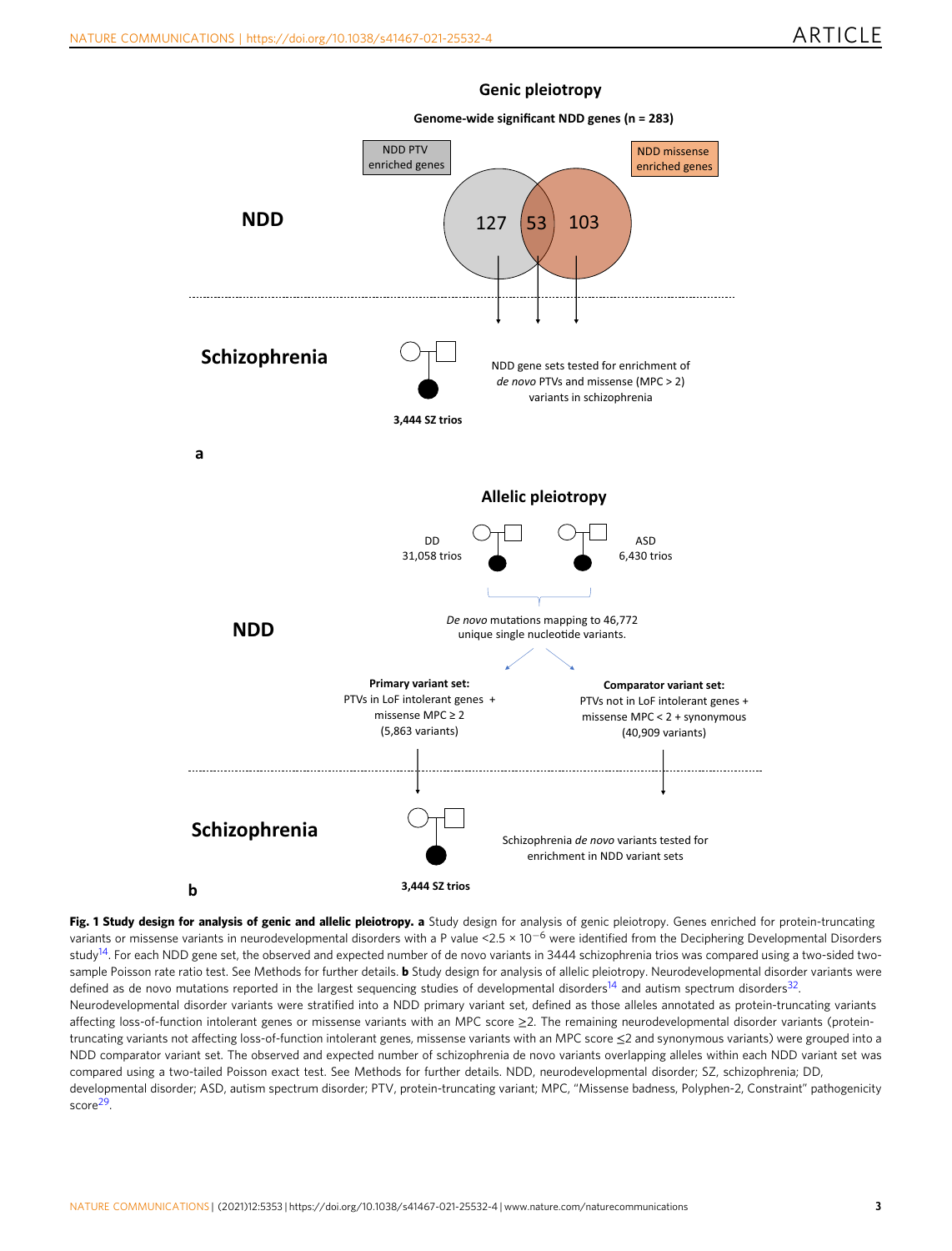**Fig. 1 Study design for analysis of genic and allelic pleiotropy. a** Study design for analysis of genic pleiotropy. Genes enriched for protein-truncating variants or missense variants in neurodevelopmental disorders with a P value $<2.5 \times 10^{-6}$ were identified from the Deciphering Developmental Disorders study[14]. For each NDD gene set, the observed and expected number of de novo variants in 3444 schizophrenia trios was compared using a two-sided two-sample Poisson rate ratio test. See Methods for further details. **b** Study design for analysis of allelic pleiotropy. Neurodevelopmental disorder variants were defined as de novo mutations reported in the largest sequencing studies of developmental disorders[14] and autism spectrum disorders[32]. Neurodevelopmental disorder variants were stratified into a NDD primary variant set, defined as those alleles annotated as protein-truncating variants affecting loss-of-function intolerant genes or missense variants with an MPC score ≥2. The remaining neurodevelopmental disorder variants (protein-truncating variants not affecting loss-of-function intolerant genes, missense variants with an MPC score ≤2 and synonymous variants) were grouped into a NDD comparator variant set. The observed and expected number of schizophrenia de novo variants overlapping alleles within each NDD variant set was compared using a two-tailed Poisson exact test. See Methods for further details. NDD, neurodevelopmental disorder; SZ, schizophrenia; DD, developmental disorder; ASD, autism spectrum disorder; PTV, protein-truncating variant; MPC, "Missense badness, Polyphen-2, Constraint" pathogenicity score[29].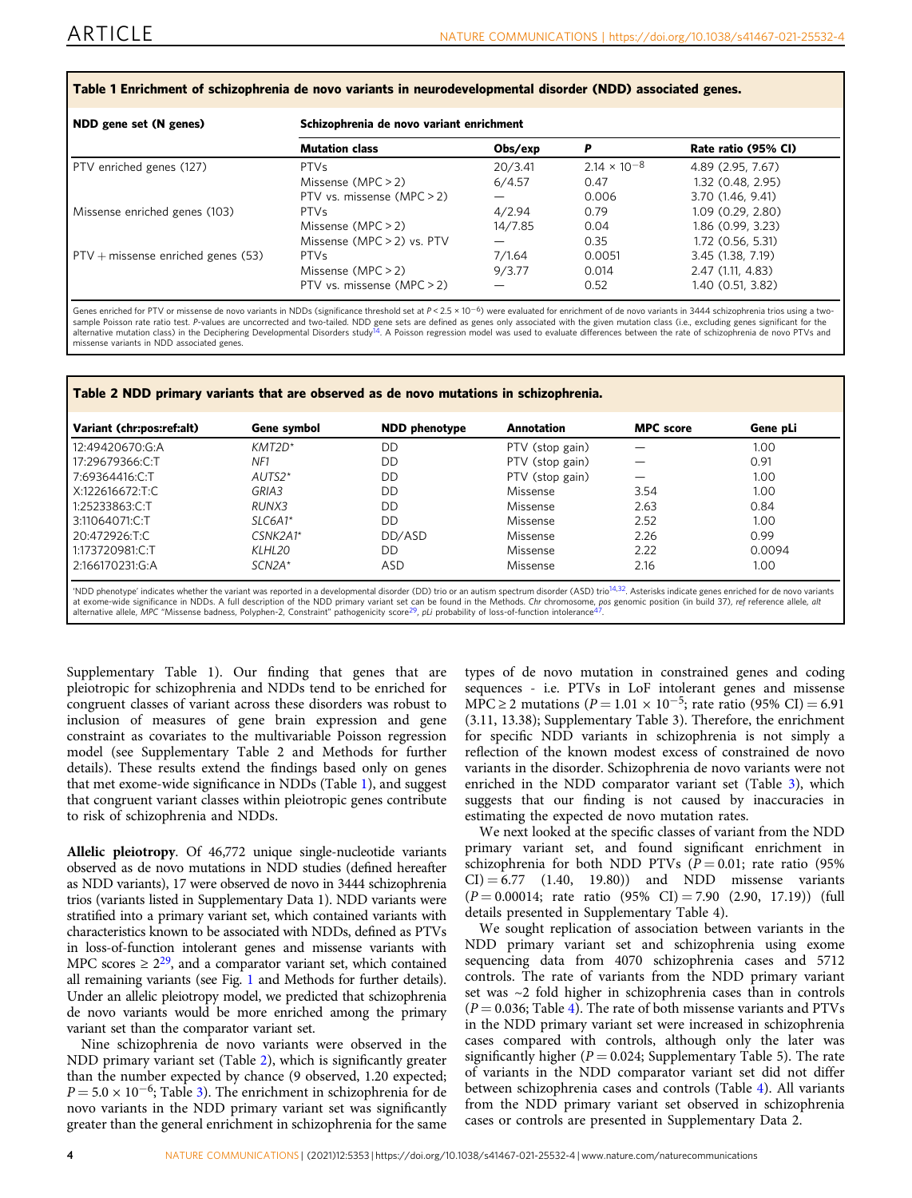**Table 1 Enrichment of schizophrenia de novo variants in neurodevelopmental disorder (NDD) associated genes.**

| NDD gene set (N genes) | Schizophrenia de novo variant enrichment | | | |
|---|---|---|---|---|
| | Mutation class | Obs/exp | P | Rate ratio (95% CI) |
| PTV enriched genes (127) | PTVs | 20/3.41 | $2.14 \times 10^{-8}$ | 4.89 (2.95, 7.67) |
| | Missense (MPC > 2) | 6/4.57 | 0.47 | 1.32 (0.48, 2.95) |
| | PTV vs. missense (MPC > 2) | — | 0.006 | 3.70 (1.46, 9.41) |
| Missense enriched genes (103) | PTVs | 4/2.94 | 0.79 | 1.09 (0.29, 2.80) |
| | Missense (MPC > 2) | 14/7.85 | 0.04 | 1.86 (0.99, 3.23) |
| | Missense (MPC > 2) vs. PTV | — | 0.35 | 1.72 (0.56, 5.31) |
| PTV + missense enriched genes (53) | PTVs | 7/1.64 | 0.0051 | 3.45 (1.38, 7.19) |
| | Missense (MPC > 2) | 9/3.77 | 0.014 | 2.47 (1.11, 4.83) |
| | PTV vs. missense (MPC > 2) | — | 0.52 | 1.40 (0.51, 3.82) |

Genes enriched for PTV or missense de novo variants in NDDs (significance threshold set at $P < 2.5 \times 10^{-6}$) were evaluated for enrichment of de novo variants in 3444 schizophrenia trios using a two-sample Poisson rate ratio test. P-values are uncorrected and two-tailed. NDD gene sets are defined as genes only associated with the given mutation class (i.e., excluding genes significant for the alternative mutation class) in the Deciphering Developmental Disorders study[14]. A Poisson regression model was used to evaluate differences between the rate of schizophrenia de novo PTVs and missense variants in NDD associated genes.

**Table 2 NDD primary variants that are observed as de novo mutations in schizophrenia.**

| Variant (chr:pos:ref:alt) | Gene symbol | NDD phenotype | Annotation | MPC score | Gene pLi |
|---|---|---|---|---|---|
| 12:49420670:G:A | *KMT2D** | DD | PTV (stop gain) | — | 1.00 |
| 17:29679366:C:T | *NF1* | DD | PTV (stop gain) | — | 0.91 |
| 7:69364416:C:T | *AUTS2** | DD | PTV (stop gain) | — | 1.00 |
| X:122616672:T:C | *GRIA3* | DD | Missense | 3.54 | 1.00 |
| 1:25233863:C:T | *RUNX3* | DD | Missense | 2.63 | 0.84 |
| 3:11064071:C:T | *SLC6A1** | DD | Missense | 2.52 | 1.00 |
| 20:472926:T:C | *CSNK2A1** | DD/ASD | Missense | 2.26 | 0.99 |
| 1:173720981:C:T | *KLHL20* | DD | Missense | 2.22 | 0.0094 |
| 2:166170231:G:A | *SCN2A** | ASD | Missense | 2.16 | 1.00 |

'NDD phenotype' indicates whether the variant was reported in a developmental disorder (DD) trio or an autism spectrum disorder (ASD) trio[14,32]. Asterisks indicate genes enriched for de novo variants at exome-wide significance in NDDs. A full description of the NDD primary variant set can be found in the Methods. *Chr* chromosome, *pos* genomic position (in build 37), *ref* reference allele, *alt* alternative allele, *MPC* "Missense badness, Polyphen-2, Constraint" pathogenicity score[29], *pLi* probability of loss-of-function intolerance[47].

Supplementary Table 1). Our finding that genes that are pleiotropic for schizophrenia and NDDs tend to be enriched for congruent classes of variant across these disorders was robust to inclusion of measures of gene brain expression and gene constraint as covariates to the multivariable Poisson regression model (see Supplementary Table 2 and Methods for further details). These results extend the findings based only on genes that met exome-wide significance in NDDs (Table 1), and suggest that congruent variant classes within pleiotropic genes contribute to risk of schizophrenia and NDDs.

**Allelic pleiotropy**. Of 46,772 unique single-nucleotide variants observed as de novo mutations in NDD studies (defined hereafter as NDD variants), 17 were observed de novo in 3444 schizophrenia trios (variants listed in Supplementary Data 1). NDD variants were stratified into a primary variant set, which contained variants with characteristics known to be associated with NDDs, defined as PTVs in loss-of-function intolerant genes and missense variants with MPC scores ≥ $2^{29}$, and a comparator variant set, which contained all remaining variants (see Fig. 1 and Methods for further details). Under an allelic pleiotropy model, we predicted that schizophrenia de novo variants would be more enriched among the primary variant set than the comparator variant set.

Nine schizophrenia de novo variants were observed in the NDD primary variant set (Table 2), which is significantly greater than the number expected by chance (9 observed, 1.20 expected; $P = 5.0 \times 10^{-6}$; Table 3). The enrichment in schizophrenia for de novo variants in the NDD primary variant set was significantly greater than the general enrichment in schizophrenia for the same types of de novo mutation in constrained genes and coding sequences - i.e. PTVs in LoF intolerant genes and missense MPC ≥ 2 mutations ($P = 1.01 \times 10^{-5}$; rate ratio (95% CI) = 6.91 (3.11, 13.38); Supplementary Table 3). Therefore, the enrichment for specific NDD variants in schizophrenia is not simply a reflection of the known modest excess of constrained de novo variants in the disorder. Schizophrenia de novo variants were not enriched in the NDD comparator variant set (Table 3), which suggests that our finding is not caused by inaccuracies in estimating the expected de novo mutation rates.

We next looked at the specific classes of variant from the NDD primary variant set, and found significant enrichment in schizophrenia for both NDD PTVs ($P = 0.01$; rate ratio (95% CI) = 6.77 (1.40, 19.80)) and NDD missense variants ($P = 0.00014$; rate ratio (95% CI) = 7.90 (2.90, 17.19)) (full details presented in Supplementary Table 4).

We sought replication of association between variants in the NDD primary variant set and schizophrenia using exome sequencing data from 4070 schizophrenia cases and 5712 controls. The rate of variants from the NDD primary variant set was ~2 fold higher in schizophrenia cases than in controls ($P = 0.036$; Table 4). The rate of both missense variants and PTVs in the NDD primary variant set were increased in schizophrenia cases compared with controls, although only the later was significantly higher ($P = 0.024$; Supplementary Table 5). The rate of variants in the NDD comparator variant set did not differ between schizophrenia cases and controls (Table 4). All variants from the NDD primary variant set observed in schizophrenia cases or controls are presented in Supplementary Data 2.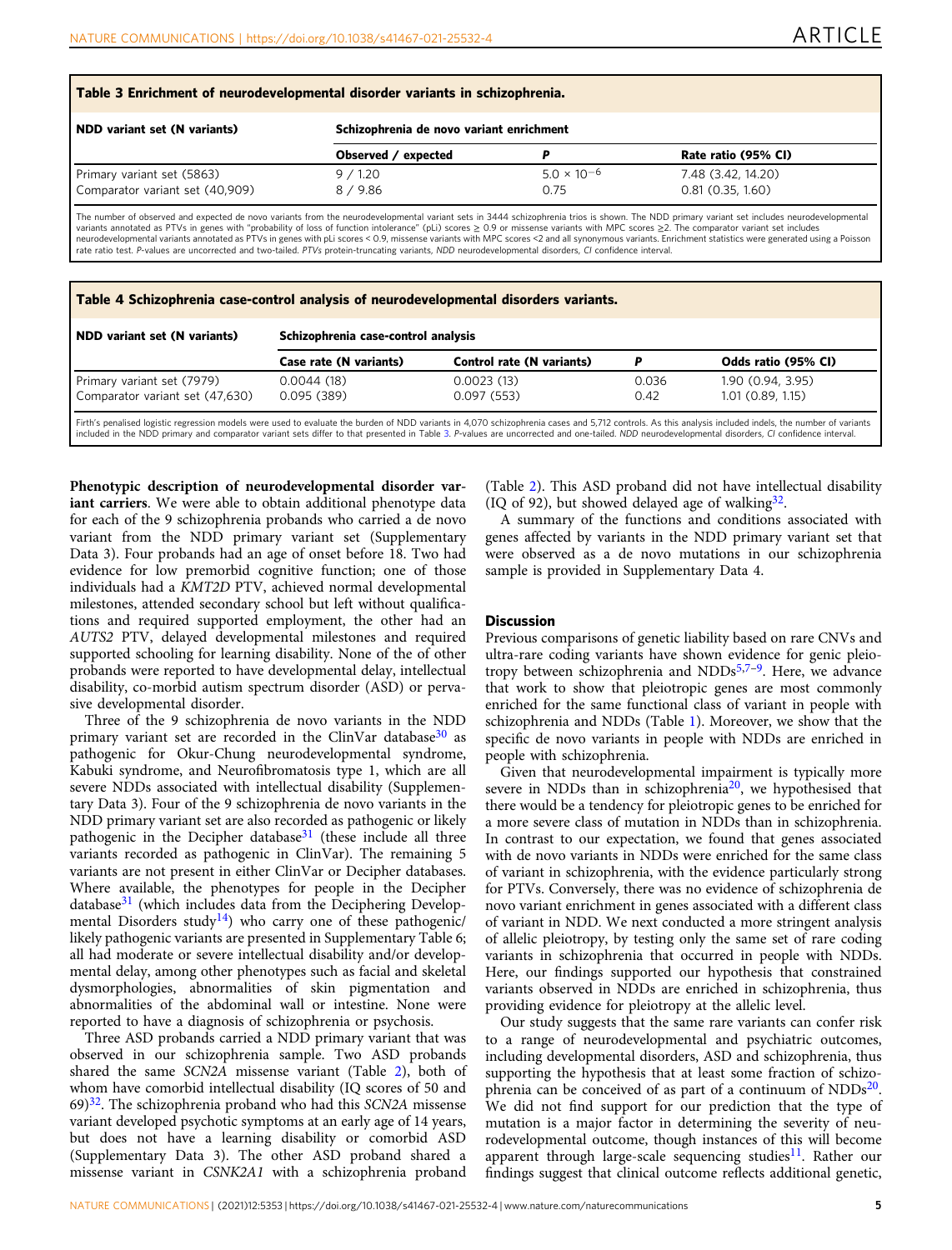**Table 3 Enrichment of neurodevelopmental disorder variants in schizophrenia.**

| NDD variant set (N variants) | Schizophrenia de novo variant enrichment | | |
|---|---|---|---|
| | Observed / expected | P | Rate ratio (95% CI) |
| Primary variant set (5863) | 9 / 1.20 | $5.0 \times 10^{-6}$ | 7.48 (3.42, 14.20) |
| Comparator variant set (40,909) | 8 / 9.86 | 0.75 | 0.81 (0.35, 1.60) |

The number of observed and expected de novo variants from the neurodevelopmental variant sets in 3444 schizophrenia trios is shown. The NDD primary variant set includes neurodevelopmental variants annotated as PTVs in genes with "probability of loss of function intolerance" (pLi) scores ≥ 0.9 or missense variants with MPC scores ≥2. The comparator variant set includes neurodevelopmental variants annotated as PTVs in genes with pLi scores < 0.9, missense variants with MPC scores <2 and all synonymous variants. Enrichment statistics were generated using a Poisson rate ratio test. P-values are uncorrected and two-tailed. PTVs protein-truncating variants, NDD neurodevelopmental disorders, CI confidence interval.

**Table 4 Schizophrenia case-control analysis of neurodevelopmental disorders variants.**

| NDD variant set (N variants) | Schizophrenia case-control analysis | | | |
|---|---|---|---|---|
| | Case rate (N variants) | Control rate (N variants) | P | Odds ratio (95% CI) |
| Primary variant set (7979) | 0.0044 (18) | 0.0023 (13) | 0.036 | 1.90 (0.94, 3.95) |
| Comparator variant set (47,630) | 0.095 (389) | 0.097 (553) | 0.42 | 1.01 (0.89, 1.15) |

Firth's penalised logistic regression models were used to evaluate the burden of NDD variants in 4,070 schizophrenia cases and 5,712 controls. As this analysis included indels, the number of variants included in the NDD primary and comparator variant sets differ to that presented in Table 3. P-values are uncorrected and one-tailed. NDD neurodevelopmental disorders, CI confidence interval.

**Phenotypic description of neurodevelopmental disorder variant carriers**. We were able to obtain additional phenotype data for each of the 9 schizophrenia probands who carried a de novo variant from the NDD primary variant set (Supplementary Data 3). Four probands had an age of onset before 18. Two had evidence for low premorbid cognitive function; one of those individuals had a *KMT2D* PTV, achieved normal developmental milestones, attended secondary school but left without qualifications and required supported employment, the other had an *AUTS2* PTV, delayed developmental milestones and required supported schooling for learning disability. None of the of other probands were reported to have developmental delay, intellectual disability, co-morbid autism spectrum disorder (ASD) or pervasive developmental disorder.

Three of the 9 schizophrenia de novo variants in the NDD primary variant set are recorded in the ClinVar database[30] as pathogenic for Okur-Chung neurodevelopmental syndrome, Kabuki syndrome, and Neurofibromatosis type 1, which are all severe NDDs associated with intellectual disability (Supplementary Data 3). Four of the 9 schizophrenia de novo variants in the NDD primary variant set are also recorded as pathogenic or likely pathogenic in the Decipher database[31] (these include all three variants recorded as pathogenic in ClinVar). The remaining 5 variants are not present in either ClinVar or Decipher databases. Where available, the phenotypes for people in the Decipher database[31] (which includes data from the Deciphering Developmental Disorders study[14]) who carry one of these pathogenic/likely pathogenic variants are presented in Supplementary Table 6; all had moderate or severe intellectual disability and/or developmental delay, among other phenotypes such as facial and skeletal dysmorphologies, abnormalities of skin pigmentation and abnormalities of the abdominal wall or intestine. None were reported to have a diagnosis of schizophrenia or psychosis.

Three ASD probands carried a NDD primary variant that was observed in our schizophrenia sample. Two ASD probands shared the same *SCN2A* missense variant (Table 2), both of whom have comorbid intellectual disability (IQ scores of 50 and 69)[32]. The schizophrenia proband who had this *SCN2A* missense variant developed psychotic symptoms at an early age of 14 years, but does not have a learning disability or comorbid ASD (Supplementary Data 3). The other ASD proband shared a missense variant in *CSNK2A1* with a schizophrenia proband (Table 2). This ASD proband did not have intellectual disability (IQ of 92), but showed delayed age of walking[32].

A summary of the functions and conditions associated with genes affected by variants in the NDD primary variant set that were observed as a de novo mutations in our schizophrenia sample is provided in Supplementary Data 4.

## Discussion

Previous comparisons of genetic liability based on rare CNVs and ultra-rare coding variants have shown evidence for genic pleiotropy between schizophrenia and NDDs[5,7–9]. Here, we advance that work to show that pleiotropic genes are most commonly enriched for the same functional class of variant in people with schizophrenia and NDDs (Table 1). Moreover, we show that the specific de novo variants in people with NDDs are enriched in people with schizophrenia.

Given that neurodevelopmental impairment is typically more severe in NDDs than in schizophrenia[20], we hypothesised that there would be a tendency for pleiotropic genes to be enriched for a more severe class of mutation in NDDs than in schizophrenia. In contrast to our expectation, we found that genes associated with de novo variants in NDDs were enriched for the same class of variant in schizophrenia, with the evidence particularly strong for PTVs. Conversely, there was no evidence of schizophrenia de novo variant enrichment in genes associated with a different class of variant in NDD. We next conducted a more stringent analysis of allelic pleiotropy, by testing only the same set of rare coding variants in schizophrenia that occurred in people with NDDs. Here, our findings supported our hypothesis that constrained variants observed in NDDs are enriched in schizophrenia, thus providing evidence for pleiotropy at the allelic level.

Our study suggests that the same rare variants can confer risk to a range of neurodevelopmental and psychiatric outcomes, including developmental disorders, ASD and schizophrenia, thus supporting the hypothesis that at least some fraction of schizophrenia can be conceived of as part of a continuum of NDDs[20]. We did not find support for our prediction that the type of mutation is a major factor in determining the severity of neurodevelopmental outcome, though instances of this will become apparent through large-scale sequencing studies[11]. Rather our findings suggest that clinical outcome reflects additional genetic,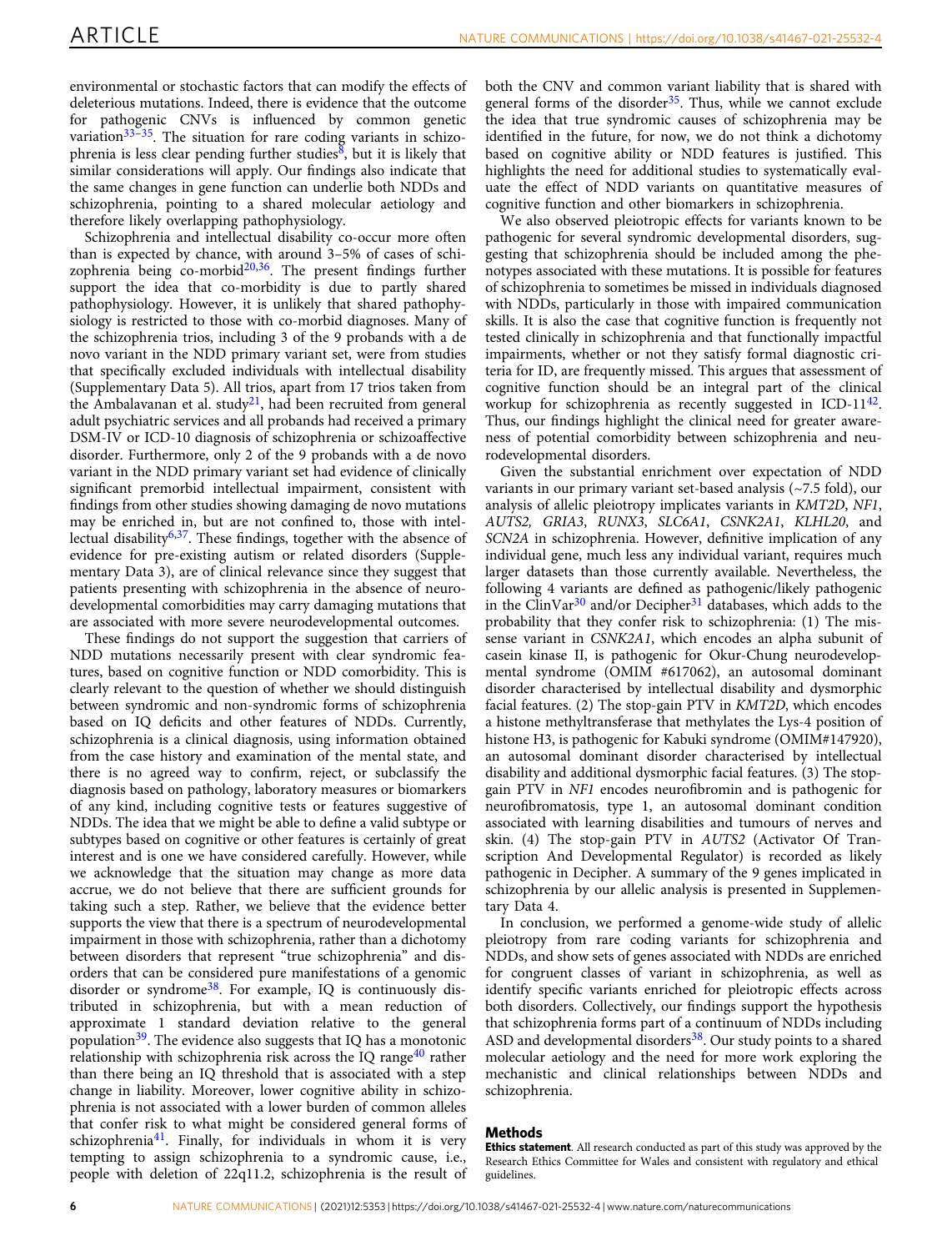environmental or stochastic factors that can modify the effects of deleterious mutations. Indeed, there is evidence that the outcome for pathogenic CNVs is influenced by common genetic variation[33–35]. The situation for rare coding variants in schizophrenia is less clear pending further studies[8], but it is likely that similar considerations will apply. Our findings also indicate that the same changes in gene function can underlie both NDDs and schizophrenia, pointing to a shared molecular aetiology and therefore likely overlapping pathophysiology.

Schizophrenia and intellectual disability co-occur more often than is expected by chance, with around 3–5% of cases of schizophrenia being co-morbid[20,36]. The present findings further support the idea that co-morbidity is due to partly shared pathophysiology. However, it is unlikely that shared pathophysiology is restricted to those with co-morbid diagnoses. Many of the schizophrenia trios, including 3 of the 9 probands with a de novo variant in the NDD primary variant set, were from studies that specifically excluded individuals with intellectual disability (Supplementary Data 5). All trios, apart from 17 trios taken from the Ambalavanan et al. study[21], had been recruited from general adult psychiatric services and all probands had received a primary DSM-IV or ICD-10 diagnosis of schizophrenia or schizoaffective disorder. Furthermore, only 2 of the 9 probands with a de novo variant in the NDD primary variant set had evidence of clinically significant premorbid intellectual impairment, consistent with findings from other studies showing damaging de novo mutations may be enriched in, but are not confined to, those with intellectual disability[6,37]. These findings, together with the absence of evidence for pre-existing autism or related disorders (Supplementary Data 3), are of clinical relevance since they suggest that patients presenting with schizophrenia in the absence of neurodevelopmental comorbidities may carry damaging mutations that are associated with more severe neurodevelopmental outcomes.

These findings do not support the suggestion that carriers of NDD mutations necessarily present with clear syndromic features, based on cognitive function or NDD comorbidity. This is clearly relevant to the question of whether we should distinguish between syndromic and non-syndromic forms of schizophrenia based on IQ deficits and other features of NDDs. Currently, schizophrenia is a clinical diagnosis, using information obtained from the case history and examination of the mental state, and there is no agreed way to confirm, reject, or subclassify the diagnosis based on pathology, laboratory measures or biomarkers of any kind, including cognitive tests or features suggestive of NDDs. The idea that we might be able to define a valid subtype or subtypes based on cognitive or other features is certainly of great interest and is one we have considered carefully. However, while we acknowledge that the situation may change as more data accrue, we do not believe that there are sufficient grounds for taking such a step. Rather, we believe that the evidence better supports the view that there is a spectrum of neurodevelopmental impairment in those with schizophrenia, rather than a dichotomy between disorders that represent "true schizophrenia" and disorders that can be considered pure manifestations of a genomic disorder or syndrome[38]. For example, IQ is continuously distributed in schizophrenia, but with a mean reduction of approximate 1 standard deviation relative to the general population[39]. The evidence also suggests that IQ has a monotonic relationship with schizophrenia risk across the IQ range[40] rather than there being an IQ threshold that is associated with a step change in liability. Moreover, lower cognitive ability in schizophrenia is not associated with a lower burden of common alleles that confer risk to what might be considered general forms of schizophrenia[41]. Finally, for individuals in whom it is very tempting to assign schizophrenia to a syndromic cause, i.e., people with deletion of 22q11.2, schizophrenia is the result of both the CNV and common variant liability that is shared with general forms of the disorder[35]. Thus, while we cannot exclude the idea that true syndromic causes of schizophrenia may be identified in the future, for now, we do not think a dichotomy based on cognitive ability or NDD features is justified. This highlights the need for additional studies to systematically evaluate the effect of NDD variants on quantitative measures of cognitive function and other biomarkers in schizophrenia.

We also observed pleiotropic effects for variants known to be pathogenic for several syndromic developmental disorders, suggesting that schizophrenia should be included among the phenotypes associated with these mutations. It is possible for features of schizophrenia to sometimes be missed in individuals diagnosed with NDDs, particularly in those with impaired communication skills. It is also the case that cognitive function is frequently not tested clinically in schizophrenia and that functionally impactful impairments, whether or not they satisfy formal diagnostic criteria for ID, are frequently missed. This argues that assessment of cognitive function should be an integral part of the clinical workup for schizophrenia as recently suggested in ICD-11[42]. Thus, our findings highlight the clinical need for greater awareness of potential comorbidity between schizophrenia and neurodevelopmental disorders.

Given the substantial enrichment over expectation of NDD variants in our primary variant set-based analysis (~7.5 fold), our analysis of allelic pleiotropy implicates variants in *KMT2D*, *NF1*, *AUTS2*, *GRIA3*, *RUNX3*, *SLC6A1*, *CSNK2A1*, *KLHL20*, and *SCN2A* in schizophrenia. However, definitive implication of any individual gene, much less any individual variant, requires much larger datasets than those currently available. Nevertheless, the following 4 variants are defined as pathogenic/likely pathogenic in the ClinVar[30] and/or Decipher[31] databases, which adds to the probability that they confer risk to schizophrenia: (1) The missense variant in *CSNK2A1*, which encodes an alpha subunit of casein kinase II, is pathogenic for Okur-Chung neurodevelopmental syndrome (OMIM #617062), an autosomal dominant disorder characterised by intellectual disability and dysmorphic facial features. (2) The stop-gain PTV in *KMT2D*, which encodes a histone methyltransferase that methylates the Lys-4 position of histone H3, is pathogenic for Kabuki syndrome (OMIM#147920), an autosomal dominant disorder characterised by intellectual disability and additional dysmorphic facial features. (3) The stop-gain PTV in *NF1* encodes neurofibromin and is pathogenic for neurofibromatosis, type 1, an autosomal dominant condition associated with learning disabilities and tumours of nerves and skin. (4) The stop-gain PTV in *AUTS2* (Activator Of Transcription And Developmental Regulator) is recorded as likely pathogenic in Decipher. A summary of the 9 genes implicated in schizophrenia by our allelic analysis is presented in Supplementary Data 4.

In conclusion, we performed a genome-wide study of allelic pleiotropy from rare coding variants for schizophrenia and NDDs, and show sets of genes associated with NDDs are enriched for congruent classes of variant in schizophrenia, as well as identify specific variants enriched for pleiotropic effects across both disorders. Collectively, our findings support the hypothesis that schizophrenia forms part of a continuum of NDDs including ASD and developmental disorders[38]. Our study points to a shared molecular aetiology and the need for more work exploring the mechanistic and clinical relationships between NDDs and schizophrenia.

## Methods

**Ethics statement**. All research conducted as part of this study was approved by the Research Ethics Committee for Wales and consistent with regulatory and ethical guidelines.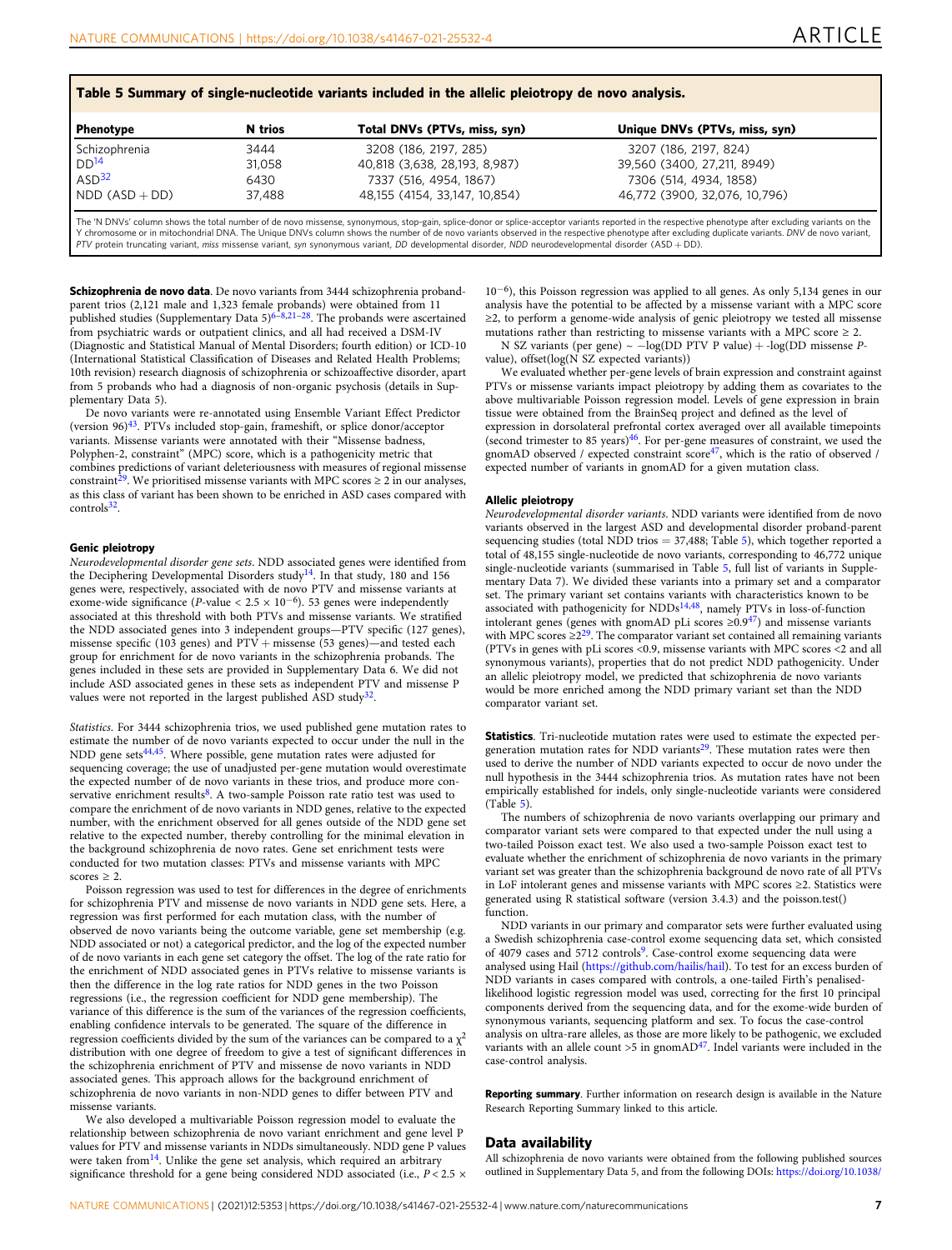**Table 5 Summary of single-nucleotide variants included in the allelic pleiotropy de novo analysis.**

| Phenotype | N trios | Total DNVs (PTVs, miss, syn) | Unique DNVs (PTVs, miss, syn) |
|---|---|---|---|
| Schizophrenia | 3444 | 3208 (186, 2197, 285) | 3207 (186, 2197, 824) |
| DD[14] | 31,058 | 40,818 (3,638, 28,193, 8,987) | 39,560 (3400, 27,211, 8949) |
| ASD[32] | 6430 | 7337 (516, 4954, 1867) | 7306 (514, 4934, 1858) |
| NDD (ASD + DD) | 37,488 | 48,155 (4154, 33,147, 10,854) | 46,772 (3900, 32,076, 10,796) |

The 'N DNVs' column shows the total number of de novo missense, synonymous, stop-gain, splice-donor or splice-acceptor variants reported in the respective phenotype after excluding variants on the Y chromosome or in mitochondrial DNA. The Unique DNVs column shows the number of de novo variants observed in the respective phenotype after excluding duplicate variants. *DNV* de novo variant, *PTV* protein truncating variant, *miss* missense variant, *syn* synonymous variant, *DD* developmental disorder, *NDD* neurodevelopmental disorder (ASD + DD).

**Schizophrenia de novo data**. De novo variants from 3444 schizophrenia proband-parent trios (2,121 male and 1,323 female probands) were obtained from 11 published studies (Supplementary Data 5)[6–8,21–28]. The probands were ascertained from psychiatric wards or outpatient clinics, and all had received a DSM-IV (Diagnostic and Statistical Manual of Mental Disorders; fourth edition) or ICD-10 (International Statistical Classification of Diseases and Related Health Problems; 10th revision) research diagnosis of schizophrenia or schizoaffective disorder, apart from 5 probands who had a diagnosis of non-organic psychosis (details in Supplementary Data 5).

De novo variants were re-annotated using Ensemble Variant Effect Predictor (version 96)[43]. PTVs included stop-gain, frameshift, or splice donor/acceptor variants. Missense variants were annotated with their "Missense badness, Polyphen-2, constraint" (MPC) score, which is a pathogenicity metric that combines predictions of variant deleteriousness with measures of regional missense constraint[29]. We prioritised missense variants with MPC scores ≥ 2 in our analyses, as this class of variant has been shown to be enriched in ASD cases compared with controls[32].

**Genic pleiotropy**

*Neurodevelopmental disorder gene sets*. NDD associated genes were identified from the Deciphering Developmental Disorders study[14]. In that study, 180 and 156 genes were, respectively, associated with de novo PTV and missense variants at exome-wide significance ($P$-value < $2.5 \times 10^{-6}$). 53 genes were independently associated at this threshold with both PTVs and missense variants. We stratified the NDD associated genes into 3 independent groups—PTV specific (127 genes), missense specific (103 genes) and PTV + missense (53 genes)—and tested each group for enrichment for de novo variants in the schizophrenia probands. The genes included in these sets are provided in Supplementary Data 6. We did not include ASD associated genes in these sets as independent PTV and missense P values were not reported in the largest published ASD study[32].

*Statistics*. For 3444 schizophrenia trios, we used published gene mutation rates to estimate the number of de novo variants expected to occur under the null in the NDD gene sets[44,45]. Where possible, gene mutation rates were adjusted for sequencing coverage; the use of unadjusted per-gene mutation would overestimate the expected number of de novo variants in these trios, and produce more conservative enrichment results[8]. A two-sample Poisson rate ratio test was used to compare the enrichment of de novo variants in NDD genes, relative to the expected number, with the enrichment observed for all genes outside of the NDD gene set relative to the expected number, thereby controlling for the minimal elevation in the background schizophrenia de novo rates. Gene set enrichment tests were conducted for two mutation classes: PTVs and missense variants with MPC scores ≥ 2.

Poisson regression was used to test for differences in the degree of enrichments for schizophrenia PTV and missense de novo variants in NDD gene sets. Here, a regression was first performed for each mutation class, with the number of observed de novo variants being the outcome variable, gene set membership (e.g. NDD associated or not) a categorical predictor, and the log of the expected number of de novo variants in each gene set category the offset. The log of the rate ratio for the enrichment of NDD associated genes in PTVs relative to missense variants is then the difference in the log rate ratios for NDD genes in the two Poisson regressions (i.e., the regression coefficient for NDD gene membership). The variance of this difference is the sum of the variances of the regression coefficients, enabling confidence intervals to be generated. The square of the difference in regression coefficients divided by the sum of the variances can be compared to a $\chi^2$ distribution with one degree of freedom to give a test of significant differences in the schizophrenia enrichment of PTV and missense de novo variants in NDD associated genes. This approach allows for the background enrichment of schizophrenia de novo variants in non-NDD genes to differ between PTV and missense variants.

We also developed a multivariable Poisson regression model to evaluate the relationship between schizophrenia de novo variant enrichment and gene level P values for PTV and missense variants in NDDs simultaneously. NDD gene P values were taken from[14]. Unlike the gene set analysis, which required an arbitrary significance threshold for a gene being considered NDD associated (i.e., $P < 2.5 \times 10^{-6}$), this Poisson regression was applied to all genes. As only 5,134 genes in our analysis have the potential to be affected by a missense variant with a MPC score ≥2, to perform a genome-wide analysis of genic pleiotropy we tested all missense mutations rather than restricting to missense variants with a MPC score ≥ 2.

N SZ variants (per gene) ~ −log(DD PTV P value) + -log(DD missense P-value), offset(log(N SZ expected variants))

We evaluated whether per-gene levels of brain expression and constraint against PTVs or missense variants impact pleiotropy by adding them as covariates to the above multivariable Poisson regression model. Levels of gene expression in brain tissue were obtained from the BrainSeq project and defined as the level of expression in dorsolateral prefrontal cortex averaged over all available timepoints (second trimester to 85 years)[46]. For per-gene measures of constraint, we used the gnomAD observed / expected constraint score[47], which is the ratio of observed / expected number of variants in gnomAD for a given mutation class.

**Allelic pleiotropy**

*Neurodevelopmental disorder variants*. NDD variants were identified from de novo variants observed in the largest ASD and developmental disorder proband-parent sequencing studies (total NDD trios = 37,488; Table 5), which together reported a total of 48,155 single-nucleotide de novo variants, corresponding to 46,772 unique single-nucleotide variants (summarised in Table 5, full list of variants in Supplementary Data 7). We divided these variants into a primary set and a comparator set. The primary variant set contains variants with characteristics known to be associated with pathogenicity for NDDs[14,48], namely PTVs in loss-of-function intolerant genes (genes with gnomAD pLi scores ≥0.9[47]) and missense variants with MPC scores ≥2[29]. The comparator set contained all remaining variants (PTVs in genes with pLi scores <0.9, missense variants with MPC scores <2 and all synonymous variants), properties that do not predict NDD pathogenicity. Under an allelic pleiotropy model, we predicted that schizophrenia de novo variants would be more enriched among the NDD primary variant set than the NDD comparator variant set.

**Statistics**. Tri-nucleotide mutation rates were used to estimate the expected per-generation mutation rates for NDD variants[29]. These mutation rates were then used to derive the number of NDD variants expected to occur de novo under the null hypothesis in the 3444 schizophrenia trios. As mutation rates have not been empirically established for indels, only single-nucleotide variants were considered (Table 5).

The numbers of schizophrenia de novo variants overlapping our primary and comparator variant sets were compared to that expected under the null using a two-tailed Poisson exact test. We also used a two-sample Poisson exact test to evaluate whether the enrichment of schizophrenia de novo variants in the primary variant set was greater than the schizophrenia background de novo rate of all PTVs in LoF intolerant genes and missense variants with MPC scores ≥2. Statistics were generated using R statistical software (version 3.4.3) and the poisson.test() function.

NDD variants in our primary and comparator sets were further evaluated using a Swedish schizophrenia case-control exome sequencing data set, which consisted of 4079 cases and 5712 controls[9]. Case-control exome sequencing data were analysed using Hail (https://github.com/hailis/hail). To test for an excess burden of NDD variants in cases compared with controls, a one-tailed Firth's penalised-likelihood logistic regression model was used, correcting for the first 10 principal components derived from the sequencing data, and for the exome-wide burden of synonymous variants, sequencing platform and sex. To focus the case-control analysis on ultra-rare alleles, as those are more likely to be pathogenic, we excluded variants with an allele count >5 in gnomAD[47]. Indel variants were included in the case-control analysis.

**Reporting summary**. Further information on research design is available in the Nature Research Reporting Summary linked to this article.

## Data availability

All schizophrenia de novo variants were obtained from the following published sources outlined in Supplementary Data 5, and from the following DOIs: https://doi.org/10.1038/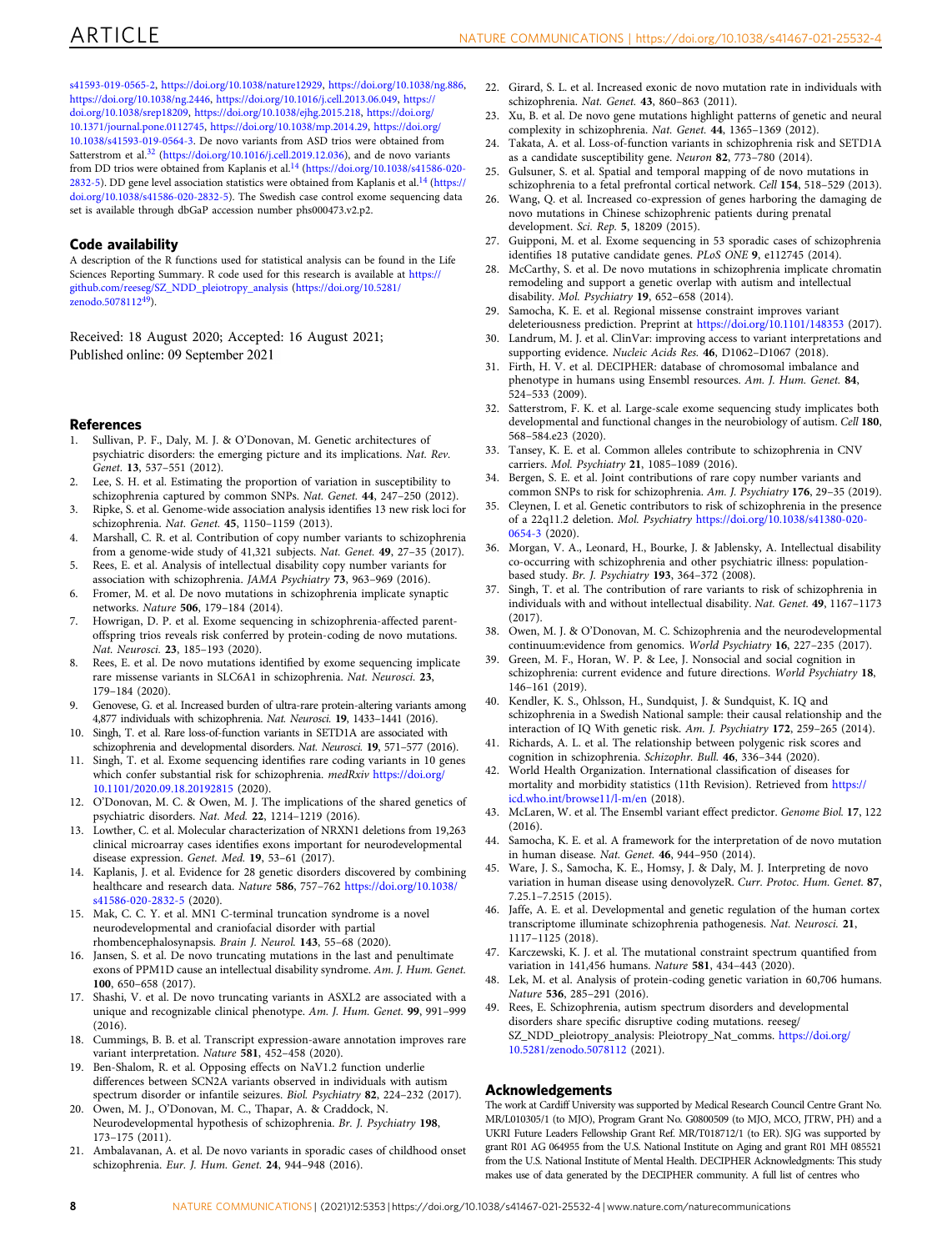s41593-019-0565-2, https://doi.org/10.1038/nature12929, https://doi.org/10.1038/ng.886, https://doi.org/10.1038/ng.2446, https://doi.org/10.1016/j.cell.2013.06.049, https://doi.org/10.1038/srep18209, https://doi.org/10.1038/ejhg.2015.218, https://doi.org/10.1371/journal.pone.0112745, https://doi.org/10.1038/mp.2014.29, https://doi.org/10.1038/s41593-019-0564-3. De novo variants from ASD trios were obtained from Satterstrom et al.[32] (https://doi.org/10.1016/j.cell.2019.12.036), and de novo variants from DD trios were obtained from Kaplanis et al.[14] (https://doi.org/10.1038/s41586-020-2832-5). DD gene level association statistics were obtained from Kaplanis et al.[14] (https://doi.org/10.1038/s41586-020-2832-5). The Swedish case control exome sequencing data set is available through dbGaP accession number phs000473.v2.p2.

## Code availability

A description of the R functions used for statistical analysis can be found in the Life Sciences Reporting Summary. R code used for this research is available at https://github.com/reeseg/SZ_NDD_pleiotropy_analysis (https://doi.org/10.5281/zenodo.5078112[49]).

Received: 18 August 2020; Accepted: 16 August 2021;
Published online: 09 September 2021

## References

1. Sullivan, P. F., Daly, M. J. & O'Donovan, M. Genetic architectures of psychiatric disorders: the emerging picture and its implications. *Nat. Rev. Genet.* **13**, 537–551 (2012).
2. Lee, S. H. et al. Estimating the proportion of variation in susceptibility to schizophrenia captured by common SNPs. *Nat. Genet.* **44**, 247–250 (2012).
3. Ripke, S. et al. Genome-wide association analysis identifies 13 new risk loci for schizophrenia. *Nat. Genet.* **45**, 1150–1159 (2013).
4. Marshall, C. R. et al. Contribution of copy number variants to schizophrenia from a genome-wide study of 41,321 subjects. *Nat. Genet.* **49**, 27–35 (2017).
5. Rees, E. et al. Analysis of intellectual disability copy number variants for association with schizophrenia. *JAMA Psychiatry* **73**, 963–969 (2016).
6. Fromer, M. et al. De novo mutations in schizophrenia implicate synaptic networks. *Nature* **506**, 179–184 (2014).
7. Howrigan, D. P. et al. Exome sequencing in schizophrenia-affected parent-offspring trios reveals risk conferred by protein-coding de novo mutations. *Nat. Neurosci.* **23**, 185–193 (2020).
8. Rees, E. et al. De novo mutations identified by exome sequencing implicate rare missense variants in SLC6A1 in schizophrenia. *Nat. Neurosci.* **23**, 179–184 (2020).
9. Genovese, G. et al. Increased burden of ultra-rare protein-altering variants among 4,877 individuals with schizophrenia. *Nat. Neurosci.* **19**, 1433–1441 (2016).
10. Singh, T. et al. Rare loss-of-function variants in SETD1A are associated with schizophrenia and developmental disorders. *Nat. Neurosci.* **19**, 571–577 (2016).
11. Singh, T. et al. Exome sequencing identifies rare coding variants in 10 genes which confer substantial risk for schizophrenia. *medRxiv* https://doi.org/10.1101/2020.09.18.20192815 (2020).
12. O'Donovan, M. C. & Owen, M. J. The implications of the shared genetics of psychiatric disorders. *Nat. Med.* **22**, 1214–1219 (2016).
13. Lowther, C. et al. Molecular characterization of NRXN1 deletions from 19,263 clinical microarray cases identifies exons important for neurodevelopmental disease expression. *Genet. Med.* **19**, 53–61 (2017).
14. Kaplanis, J. et al. Evidence for 28 genetic disorders discovered by combining healthcare and research data. *Nature* **586**, 757–762 https://doi.org/10.1038/s41586-020-2832-5 (2020).
15. Mak, C. C. Y. et al. MN1 C-terminal truncation syndrome is a novel neurodevelopmental and craniofacial disorder with partial rhombencephalosynapsis. *Brain J. Neurol.* **143**, 55–68 (2020).
16. Jansen, S. et al. De novo truncating mutations in the last and penultimate exons of PPM1D cause an intellectual disability syndrome. *Am. J. Hum. Genet.* **100**, 650–658 (2017).
17. Shashi, V. et al. De novo truncating variants in ASXL2 are associated with a unique and recognizable clinical phenotype. *Am. J. Hum. Genet.* **99**, 991–999 (2016).
18. Cummings, B. B. et al. Transcript expression-aware annotation improves rare variant interpretation. *Nature* **581**, 452–458 (2020).
19. Ben-Shalom, R. et al. Opposing effects on NaV1.2 function underlie differences between SCN2A variants observed in individuals with autism spectrum disorder or infantile seizures. *Biol. Psychiatry* **82**, 224–232 (2017).
20. Owen, M. J., O'Donovan, M. C., Thapar, A. & Craddock, N. Neurodevelopmental hypothesis of schizophrenia. *Br. J. Psychiatry* **198**, 173–175 (2011).
21. Ambalavanan, A. et al. De novo variants in sporadic cases of childhood onset schizophrenia. *Eur. J. Hum. Genet.* **24**, 944–948 (2016).
22. Girard, S. L. et al. Increased exonic de novo mutation rate in individuals with schizophrenia. *Nat. Genet.* **43**, 860–863 (2011).
23. Xu, B. et al. De novo gene mutations highlight patterns of genetic and neural complexity in schizophrenia. *Nat. Genet.* **44**, 1365–1369 (2012).
24. Takata, A. et al. Loss-of-function variants in schizophrenia risk and SETD1A as a candidate susceptibility gene. *Neuron* **82**, 773–780 (2014).
25. Gulsuner, S. et al. Spatial and temporal mapping of de novo mutations in schizophrenia to a fetal prefrontal cortical network. *Cell* **154**, 518–529 (2013).
26. Wang, Q. et al. Increased co-expression of genes harboring the damaging de novo mutations in Chinese schizophrenic patients during prenatal development. *Sci. Rep.* **5**, 18209 (2015).
27. Guipponi, M. et al. Exome sequencing in 53 sporadic cases of schizophrenia identifies 18 putative candidate genes. *PLoS ONE* **9**, e112745 (2014).
28. McCarthy, S. et al. De novo mutations in schizophrenia implicate chromatin remodeling and support a genetic overlap with autism and intellectual disability. *Mol. Psychiatry* **19**, 652–658 (2014).
29. Samocha, K. E. et al. Regional missense constraint improves variant deleteriousness prediction. Preprint at https://doi.org/10.1101/148353 (2017).
30. Landrum, M. J. et al. ClinVar: improving access to variant interpretations and supporting evidence. *Nucleic Acids Res.* **46**, D1062–D1067 (2018).
31. Firth, H. V. et al. DECIPHER: database of chromosomal imbalance and phenotype in humans using Ensembl resources. *Am. J. Hum. Genet.* **84**, 524–533 (2009).
32. Satterstrom, F. K. et al. Large-scale exome sequencing study implicates both developmental and functional changes in the neurobiology of autism. *Cell* **180**, 568–584.e23 (2020).
33. Tansey, K. E. et al. Common alleles contribute to schizophrenia in CNV carriers. *Mol. Psychiatry* **21**, 1085–1089 (2016).
34. Bergen, S. E. et al. Joint contributions of rare copy number variants and common SNPs to risk for schizophrenia. *Am. J. Psychiatry* **176**, 29–35 (2019).
35. Cleynen, I. et al. Genetic contributors to risk of schizophrenia in the presence of a 22q11.2 deletion. *Mol. Psychiatry* https://doi.org/10.1038/s41380-020-0654-3 (2020).
36. Morgan, V. A., Leonard, H., Bourke, J. & Jablensky, A. Intellectual disability co-occurring with schizophrenia and other psychiatric illness: population-based study. *Br. J. Psychiatry* **193**, 364–372 (2008).
37. Singh, T. et al. The contribution of rare variants to risk of schizophrenia in individuals with and without intellectual disability. *Nat. Genet.* **49**, 1167–1173 (2017).
38. Owen, M. J. & O'Donovan, M. C. Schizophrenia and the neurodevelopmental continuum:evidence from genomics. *World Psychiatry* **16**, 227–235 (2017).
39. Green, M. F., Horan, W. P. & Lee, J. Nonsocial and social cognition in schizophrenia: current evidence and future directions. *World Psychiatry* **18**, 146–161 (2019).
40. Kendler, K. S., Ohlsson, H., Sundquist, J. & Sundquist, K. IQ and schizophrenia in a Swedish National sample: their causal relationship and the interaction of IQ With genetic risk. *Am. J. Psychiatry* **172**, 259–265 (2014).
41. Richards, A. L. et al. The relationship between polygenic risk scores and cognition in schizophrenia. *Schizophr. Bull.* **46**, 336–344 (2020).
42. World Health Organization. International classification of diseases for mortality and morbidity statistics (11th Revision). Retrieved from https://icd.who.int/browse11/l-m/en (2018).
43. McLaren, W. et al. The Ensembl variant effect predictor. *Genome Biol.* **17**, 122 (2016).
44. Samocha, K. E. et al. A framework for the interpretation of de novo mutation in human disease. *Nat. Genet.* **46**, 944–950 (2014).
45. Ware, J. S., Samocha, K. E., Homsy, J. & Daly, M. J. Interpreting de novo variation in human disease using denovolyzeR. *Curr. Protoc. Hum. Genet.* **87**, 7.25.1–7.2515 (2015).
46. Jaffe, A. E. et al. Developmental and genetic regulation of the human cortex transcriptome illuminate schizophrenia pathogenesis. *Nat. Neurosci.* **21**, 1117–1125 (2018).
47. Karczewski, K. J. et al. The mutational constraint spectrum quantified from variation in 141,456 humans. *Nature* **581**, 434–443 (2020).
48. Lek, M. et al. Analysis of protein-coding genetic variation in 60,706 humans. *Nature* **536**, 285–291 (2016).
49. Rees, E. Schizophrenia, autism spectrum disorders and developmental disorders share specific disruptive coding mutations. reeseg/SZ_NDD_pleiotropy_analysis: Pleiotropy_Nat_comms. https://doi.org/10.5281/zenodo.5078112 (2021).

## Acknowledgements

The work at Cardiff University was supported by Medical Research Council Centre Grant No. MR/L010305/1 (to MJO), Program Grant No. G0800509 (to MJO, MCO, JTRW, PH) and a UKRI Future Leaders Fellowship Grant Ref. MR/T018712/1 (to ER). SJG was supported by grant R01 AG 064955 from the U.S. National Institute on Aging and grant R01 MH 085521 from the U.S. National Institute of Mental Health. DECIPHER Acknowledgments: This study makes use of data generated by the DECIPHER community. A full list of centres who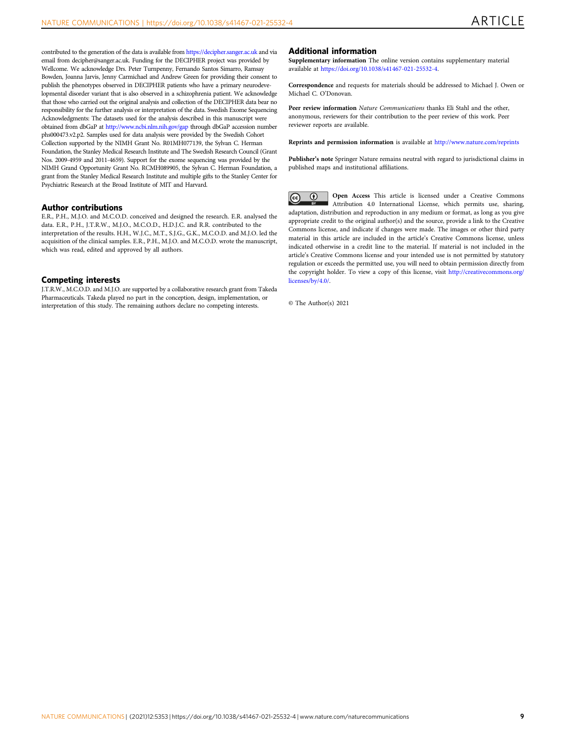contributed to the generation of the data is available from https://decipher.sanger.ac.uk and via email from decipher@sanger.ac.uk. Funding for the DECIPHER project was provided by Wellcome. We acknowledge Drs. Peter Turnpenny, Fernando Santos Simarro, Ramsay Bowden, Joanna Jarvis, Jenny Carmichael and Andrew Green for providing their consent to publish the phenotypes observed in DECIPHER patients who have a primary neurodevelopmental disorder variant that is also observed in a schizophrenia patient. We acknowledge that those who carried out the original analysis and collection of the DECIPHER data bear no responsibility for the further analysis or interpretation of the data. Swedish Exome Sequencing Acknowledgments: The datasets used for the analysis described in this manuscript were obtained from dbGaP at http://www.ncbi.nlm.nih.gov/gap through dbGaP accession number phs000473.v2.p2. Samples used for data analysis were provided by the Swedish Cohort Collection supported by the NIMH Grant No. R01MH077139, the Sylvan C. Herman Foundation, the Stanley Medical Research Institute and The Swedish Research Council (Grant Nos. 2009-4959 and 2011-4659). Support for the exome sequencing was provided by the NIMH Grand Opportunity Grant No. RCMH089905, the Sylvan C. Herman Foundation, a grant from the Stanley Medical Research Institute and multiple gifts to the Stanley Center for Psychiatric Research at the Broad Institute of MIT and Harvard.

## Author contributions

E.R., P.H., M.J.O. and M.C.O.D. conceived and designed the research. E.R. analysed the data. E.R., P.H., J.T.R.W., M.J.O., M.C.O.D., H.D.J.C. and R.R. contributed to the interpretation of the results. H.H., W.J.C., M.T., S.J.G., G.K., M.C.O.D. and M.J.O. led the acquisition of the clinical samples. E.R., P.H., M.J.O. and M.C.O.D. wrote the manuscript, which was read, edited and approved by all authors.

## Competing interests

J.T.R.W., M.C.O.D. and M.J.O. are supported by a collaborative research grant from Takeda Pharmaceuticals. Takeda played no part in the conception, design, implementation, or interpretation of this study. The remaining authors declare no competing interests.

## Additional information

**Supplementary information** The online version contains supplementary material available at https://doi.org/10.1038/s41467-021-25532-4.

**Correspondence** and requests for materials should be addressed to Michael J. Owen or Michael C. O'Donovan.

**Peer review information** *Nature Communications* thanks Eli Stahl and the other, anonymous, reviewers for their contribution to the peer review of this work. Peer reviewer reports are available.

**Reprints and permission information** is available at http://www.nature.com/reprints

**Publisher's note** Springer Nature remains neutral with regard to jurisdictional claims in published maps and institutional affiliations.

**Open Access** This article is licensed under a Creative Commons Attribution 4.0 International License, which permits use, sharing, adaptation, distribution and reproduction in any medium or format, as long as you give appropriate credit to the original author(s) and the source, provide a link to the Creative Commons license, and indicate if changes were made. The images or other third party material in this article are included in the article's Creative Commons license, unless indicated otherwise in a credit line to the material. If material is not included in the article's Creative Commons license and your intended use is not permitted by statutory regulation or exceeds the permitted use, you will need to obtain permission directly from the copyright holder. To view a copy of this license, visit http://creativecommons.org/licenses/by/4.0/.

© The Author(s) 2021